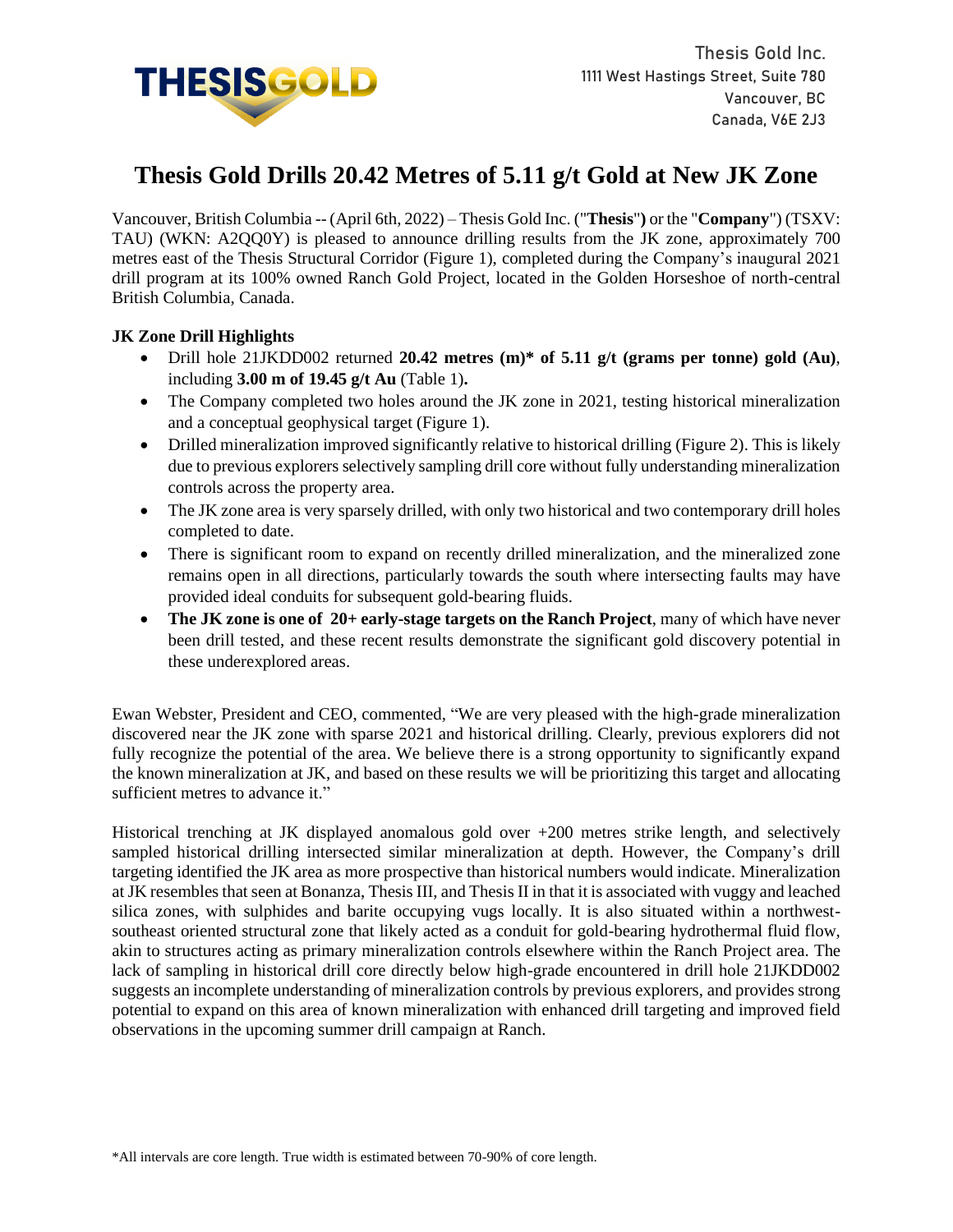Thesis Gold Inc.
1111 West Hastings Street, Suite 780
Vancouver, BC
Canada, V6E 2J3

# Thesis Gold Drills 20.42 Metres of 5.11 g/t Gold at New JK Zone

Vancouver, British Columbia -- (April 6th, 2022) – Thesis Gold Inc. ("**Thesis**") or the "**Company**") (TSXV: TAU) (WKN: A2QQ0Y) is pleased to announce drilling results from the JK zone, approximately 700 metres east of the Thesis Structural Corridor (Figure 1), completed during the Company's inaugural 2021 drill program at its 100% owned Ranch Gold Project, located in the Golden Horseshoe of north-central British Columbia, Canada.

**JK Zone Drill Highlights**

- Drill hole 21JKDD002 returned **20.42 metres (m)* of 5.11 g/t (grams per tonne) gold (Au)**, including **3.00 m of 19.45 g/t Au** (Table 1)**.**
- The Company completed two holes around the JK zone in 2021, testing historical mineralization and a conceptual geophysical target (Figure 1).
- Drilled mineralization improved significantly relative to historical drilling (Figure 2). This is likely due to previous explorers selectively sampling drill core without fully understanding mineralization controls across the property area.
- The JK zone area is very sparsely drilled, with only two historical and two contemporary drill holes completed to date.
- There is significant room to expand on recently drilled mineralization, and the mineralized zone remains open in all directions, particularly towards the south where intersecting faults may have provided ideal conduits for subsequent gold-bearing fluids.
- **The JK zone is one of 20+ early-stage targets on the Ranch Project**, many of which have never been drill tested, and these recent results demonstrate the significant gold discovery potential in these underexplored areas.

Ewan Webster, President and CEO, commented, "We are very pleased with the high-grade mineralization discovered near the JK zone with sparse 2021 and historical drilling. Clearly, previous explorers did not fully recognize the potential of the area. We believe there is a strong opportunity to significantly expand the known mineralization at JK, and based on these results we will be prioritizing this target and allocating sufficient metres to advance it."

Historical trenching at JK displayed anomalous gold over +200 metres strike length, and selectively sampled historical drilling intersected similar mineralization at depth. However, the Company's drill targeting identified the JK area as more prospective than historical numbers would indicate. Mineralization at JK resembles that seen at Bonanza, Thesis III, and Thesis II in that it is associated with vuggy and leached silica zones, with sulphides and barite occupying vugs locally. It is also situated within a northwest-southeast oriented structural zone that likely acted as a conduit for gold-bearing hydrothermal fluid flow, akin to structures acting as primary mineralization controls elsewhere within the Ranch Project area. The lack of sampling in historical drill core directly below high-grade encountered in drill hole 21JKDD002 suggests an incomplete understanding of mineralization controls by previous explorers, and provides strong potential to expand on this area of known mineralization with enhanced drill targeting and improved field observations in the upcoming summer drill campaign at Ranch.

*All intervals are core length. True width is estimated between 70-90% of core length.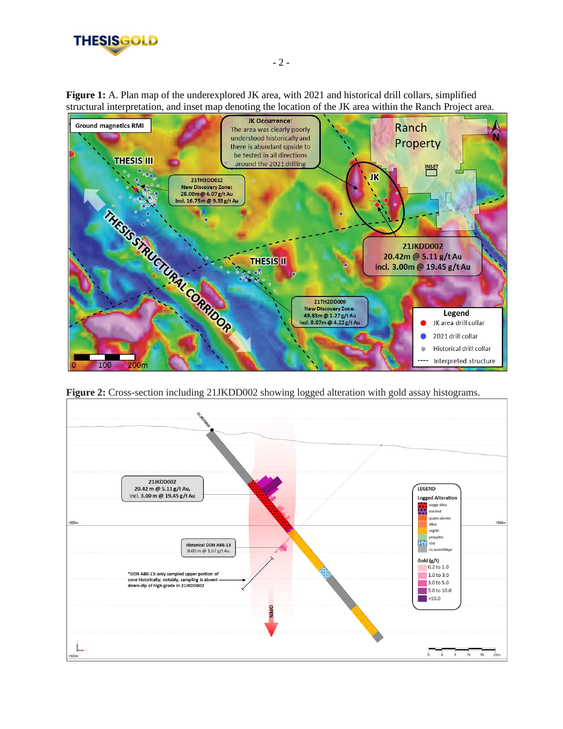**Figure 1:** A. Plan map of the underexplored JK area, with 2021 and historical drill collars, simplified structural interpretation, and inset map denoting the location of the JK area within the Ranch Project area.

**Figure 2:** Cross-section including 21JKDD002 showing logged alteration with gold assay histograms.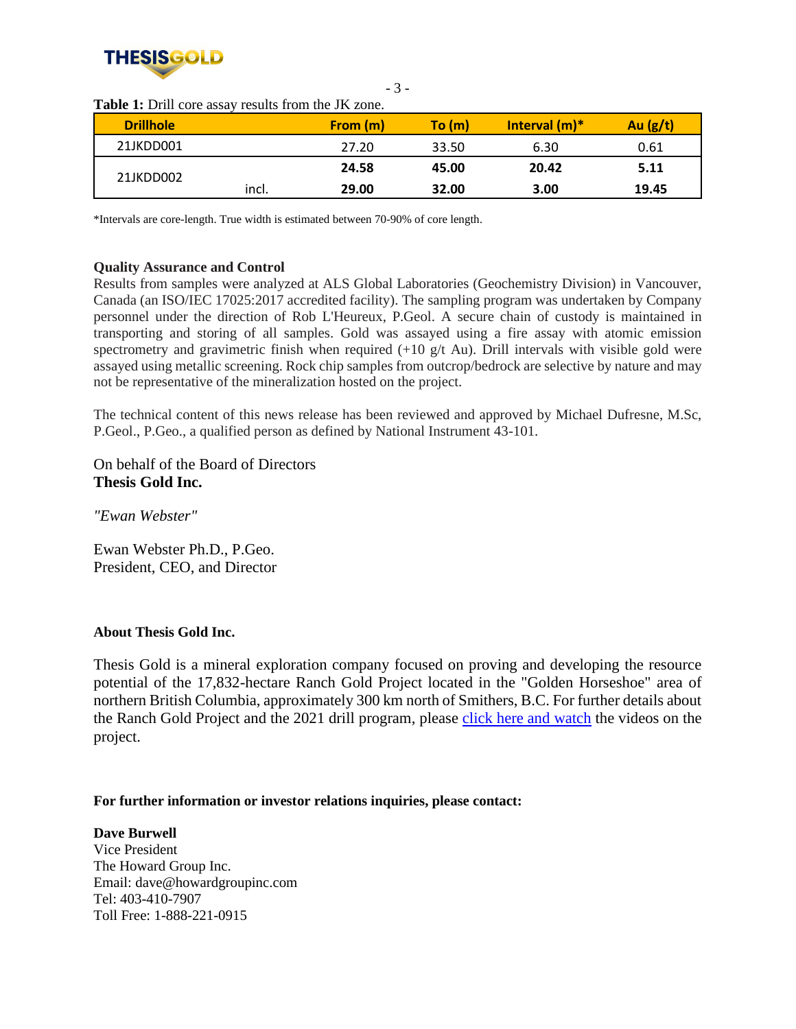**Table 1:** Drill core assay results from the JK zone.

| Drillhole | | From (m) | To (m) | Interval (m)* | Au (g/t) |
|---|---|---|---|---|---|
| 21JKDD001 | | 27.20 | 33.50 | 6.30 | 0.61 |
| 21JKDD002 | | **24.58** | **45.00** | **20.42** | **5.11** |
| | incl. | **29.00** | **32.00** | **3.00** | **19.45** |

*Intervals are core-length. True width is estimated between 70-90% of core length.

**Quality Assurance and Control**

Results from samples were analyzed at ALS Global Laboratories (Geochemistry Division) in Vancouver, Canada (an ISO/IEC 17025:2017 accredited facility). The sampling program was undertaken by Company personnel under the direction of Rob L'Heureux, P.Geol. A secure chain of custody is maintained in transporting and storing of all samples. Gold was assayed using a fire assay with atomic emission spectrometry and gravimetric finish when required (+10 g/t Au). Drill intervals with visible gold were assayed using metallic screening. Rock chip samples from outcrop/bedrock are selective by nature and may not be representative of the mineralization hosted on the project.

The technical content of this news release has been reviewed and approved by Michael Dufresne, M.Sc, P.Geol., P.Geo., a qualified person as defined by National Instrument 43-101.

On behalf of the Board of Directors
**Thesis Gold Inc.**

*"Ewan Webster"*

Ewan Webster Ph.D., P.Geo.
President, CEO, and Director

**About Thesis Gold Inc.**

Thesis Gold is a mineral exploration company focused on proving and developing the resource potential of the 17,832-hectare Ranch Gold Project located in the "Golden Horseshoe" area of northern British Columbia, approximately 300 km north of Smithers, B.C. For further details about the Ranch Gold Project and the 2021 drill program, please click here and watch the videos on the project.

**For further information or investor relations inquiries, please contact:**

**Dave Burwell**
Vice President
The Howard Group Inc.
Email: dave@howardgroupinc.com
Tel: 403-410-7907
Toll Free: 1-888-221-0915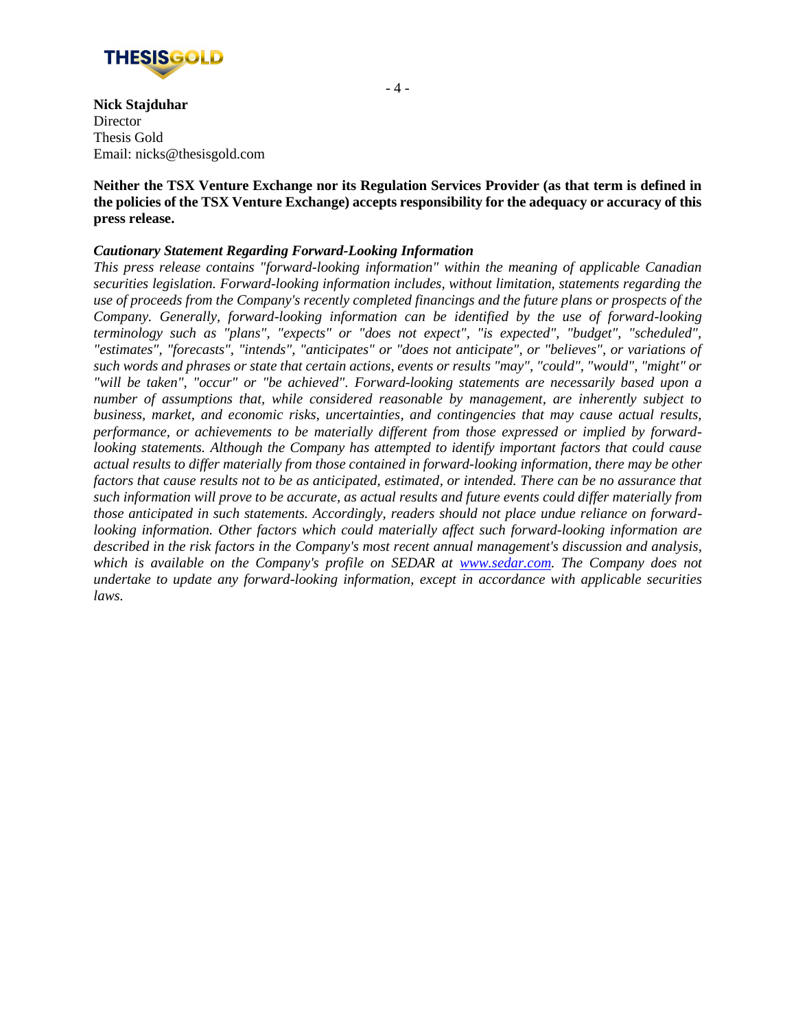**Nick Stajduhar**
Director
Thesis Gold
Email: nicks@thesisgold.com

**Neither the TSX Venture Exchange nor its Regulation Services Provider (as that term is defined in the policies of the TSX Venture Exchange) accepts responsibility for the adequacy or accuracy of this press release.**

***Cautionary Statement Regarding Forward-Looking Information***

*This press release contains "forward-looking information" within the meaning of applicable Canadian securities legislation. Forward-looking information includes, without limitation, statements regarding the use of proceeds from the Company's recently completed financings and the future plans or prospects of the Company. Generally, forward-looking information can be identified by the use of forward-looking terminology such as "plans", "expects" or "does not expect", "is expected", "budget", "scheduled", "estimates", "forecasts", "intends", "anticipates" or "does not anticipate", or "believes", or variations of such words and phrases or state that certain actions, events or results "may", "could", "would", "might" or "will be taken", "occur" or "be achieved". Forward-looking statements are necessarily based upon a number of assumptions that, while considered reasonable by management, are inherently subject to business, market, and economic risks, uncertainties, and contingencies that may cause actual results, performance, or achievements to be materially different from those expressed or implied by forward-looking statements. Although the Company has attempted to identify important factors that could cause actual results to differ materially from those contained in forward-looking information, there may be other factors that cause results not to be as anticipated, estimated, or intended. There can be no assurance that such information will prove to be accurate, as actual results and future events could differ materially from those anticipated in such statements. Accordingly, readers should not place undue reliance on forward-looking information. Other factors which could materially affect such forward-looking information are described in the risk factors in the Company's most recent annual management's discussion and analysis, which is available on the Company's profile on SEDAR at [www.sedar.com](http://www.sedar.com). The Company does not undertake to update any forward-looking information, except in accordance with applicable securities laws.*